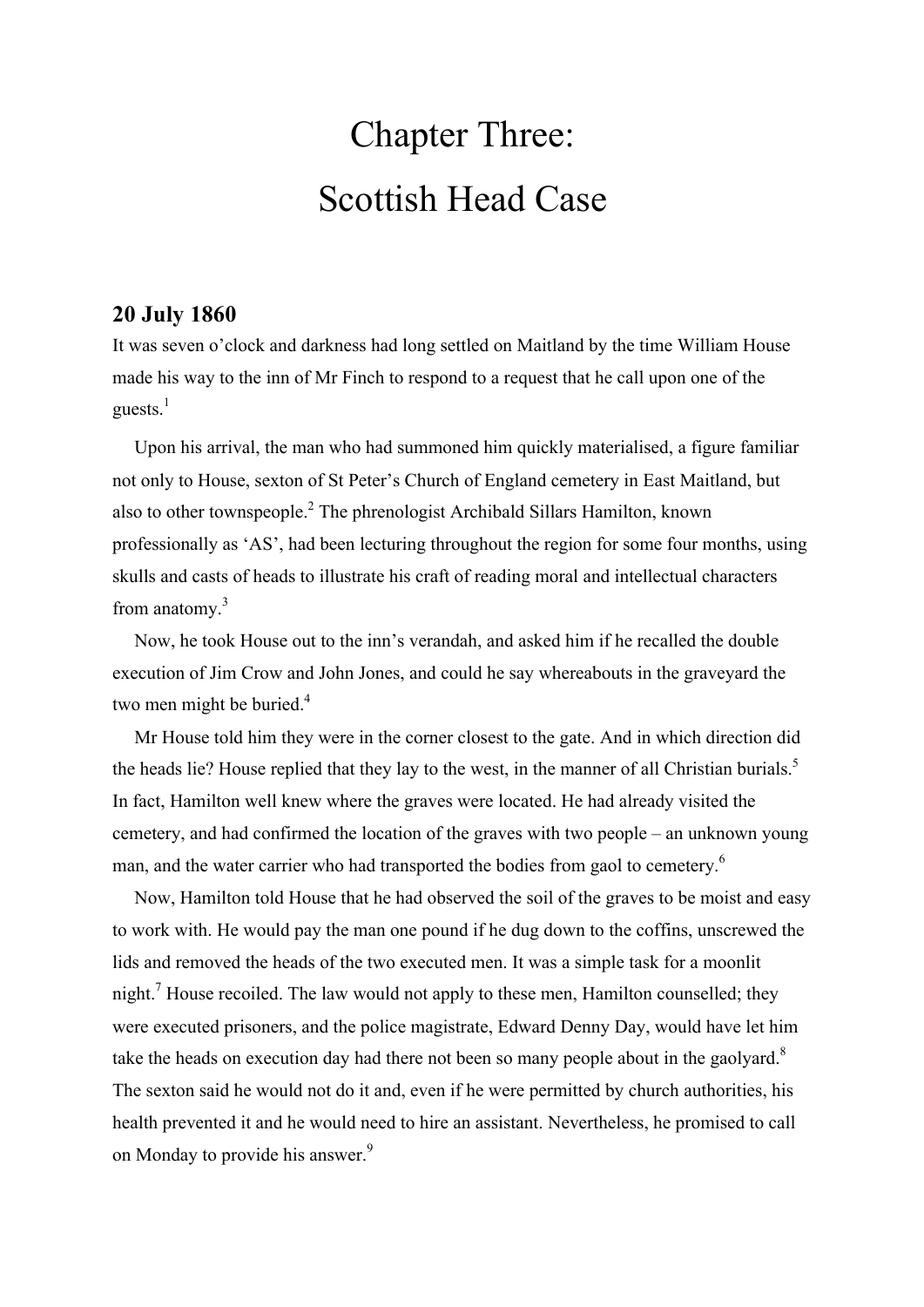# Chapter Three:
# Scottish Head Case

## 20 July 1860

It was seven o'clock and darkness had long settled on Maitland by the time William House made his way to the inn of Mr Finch to respond to a request that he call upon one of the guests.[1]

Upon his arrival, the man who had summoned him quickly materialised, a figure familiar not only to House, sexton of St Peter's Church of England cemetery in East Maitland, but also to other townspeople.[2] The phrenologist Archibald Sillars Hamilton, known professionally as 'AS', had been lecturing throughout the region for some four months, using skulls and casts of heads to illustrate his craft of reading moral and intellectual characters from anatomy.[3]

Now, he took House out to the inn's verandah, and asked him if he recalled the double execution of Jim Crow and John Jones, and could he say whereabouts in the graveyard the two men might be buried.[4]

Mr House told him they were in the corner closest to the gate. And in which direction did the heads lie? House replied that they lay to the west, in the manner of all Christian burials.[5] In fact, Hamilton well knew where the graves were located. He had already visited the cemetery, and had confirmed the location of the graves with two people – an unknown young man, and the water carrier who had transported the bodies from gaol to cemetery.[6]

Now, Hamilton told House that he had observed the soil of the graves to be moist and easy to work with. He would pay the man one pound if he dug down to the coffins, unscrewed the lids and removed the heads of the two executed men. It was a simple task for a moonlit night.[7] House recoiled. The law would not apply to these men, Hamilton counselled; they were executed prisoners, and the police magistrate, Edward Denny Day, would have let him take the heads on execution day had there not been so many people about in the gaolyard.[8] The sexton said he would not do it and, even if he were permitted by church authorities, his health prevented it and he would need to hire an assistant. Nevertheless, he promised to call on Monday to provide his answer.[9]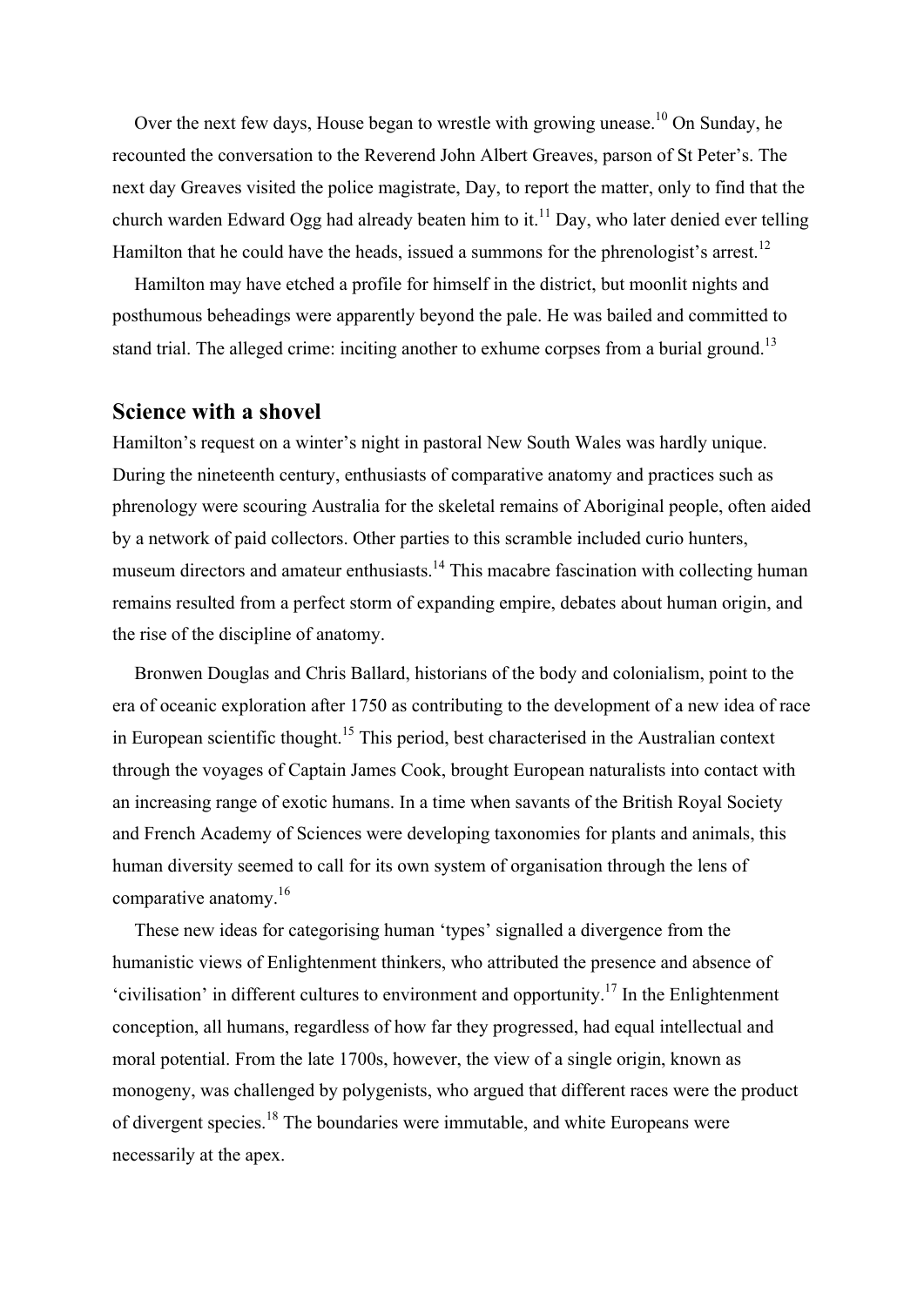Over the next few days, House began to wrestle with growing unease.[10] On Sunday, he recounted the conversation to the Reverend John Albert Greaves, parson of St Peter's. The next day Greaves visited the police magistrate, Day, to report the matter, only to find that the church warden Edward Ogg had already beaten him to it.[11] Day, who later denied ever telling Hamilton that he could have the heads, issued a summons for the phrenologist's arrest.[12]

Hamilton may have etched a profile for himself in the district, but moonlit nights and posthumous beheadings were apparently beyond the pale. He was bailed and committed to stand trial. The alleged crime: inciting another to exhume corpses from a burial ground.[13]

## Science with a shovel

Hamilton's request on a winter's night in pastoral New South Wales was hardly unique. During the nineteenth century, enthusiasts of comparative anatomy and practices such as phrenology were scouring Australia for the skeletal remains of Aboriginal people, often aided by a network of paid collectors. Other parties to this scramble included curio hunters, museum directors and amateur enthusiasts.[14] This macabre fascination with collecting human remains resulted from a perfect storm of expanding empire, debates about human origin, and the rise of the discipline of anatomy.

Bronwen Douglas and Chris Ballard, historians of the body and colonialism, point to the era of oceanic exploration after 1750 as contributing to the development of a new idea of race in European scientific thought.[15] This period, best characterised in the Australian context through the voyages of Captain James Cook, brought European naturalists into contact with an increasing range of exotic humans. In a time when savants of the British Royal Society and French Academy of Sciences were developing taxonomies for plants and animals, this human diversity seemed to call for its own system of organisation through the lens of comparative anatomy.[16]

These new ideas for categorising human 'types' signalled a divergence from the humanistic views of Enlightenment thinkers, who attributed the presence and absence of 'civilisation' in different cultures to environment and opportunity.[17] In the Enlightenment conception, all humans, regardless of how far they progressed, had equal intellectual and moral potential. From the late 1700s, however, the view of a single origin, known as monogeny, was challenged by polygenists, who argued that different races were the product of divergent species.[18] The boundaries were immutable, and white Europeans were necessarily at the apex.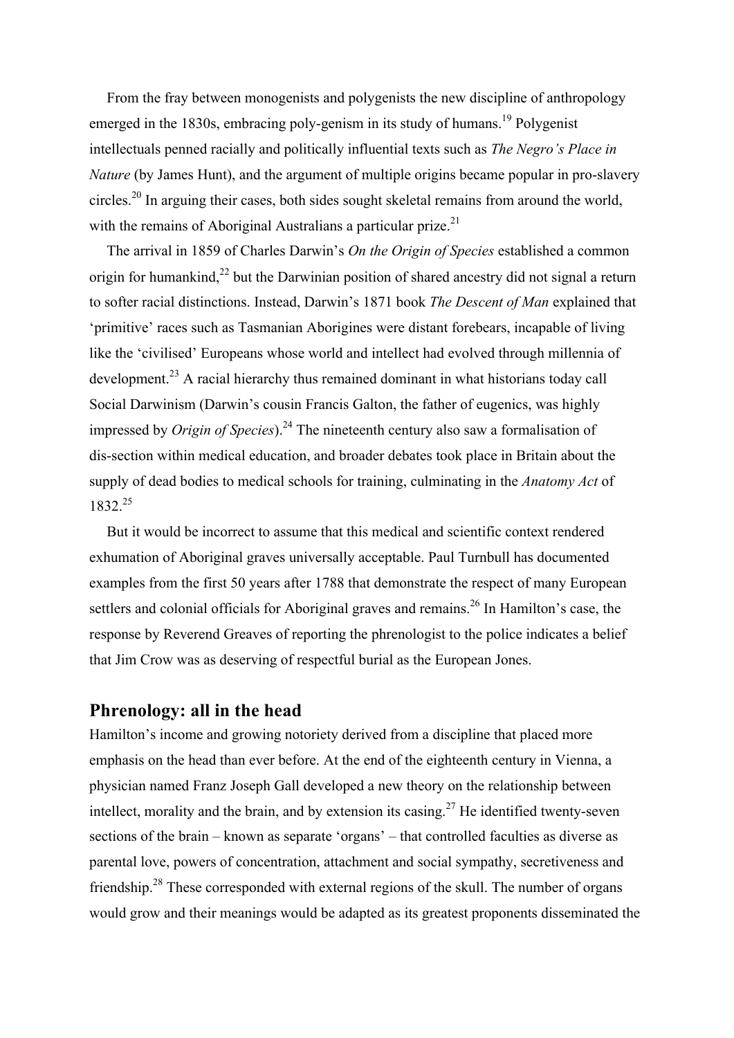From the fray between monogenists and polygenists the new discipline of anthropology emerged in the 1830s, embracing poly-genism in its study of humans.[19] Polygenist intellectuals penned racially and politically influential texts such as *The Negro's Place in Nature* (by James Hunt), and the argument of multiple origins became popular in pro-slavery circles.[20] In arguing their cases, both sides sought skeletal remains from around the world, with the remains of Aboriginal Australians a particular prize.[21]

The arrival in 1859 of Charles Darwin's *On the Origin of Species* established a common origin for humankind,[22] but the Darwinian position of shared ancestry did not signal a return to softer racial distinctions. Instead, Darwin's 1871 book *The Descent of Man* explained that 'primitive' races such as Tasmanian Aborigines were distant forebears, incapable of living like the 'civilised' Europeans whose world and intellect had evolved through millennia of development.[23] A racial hierarchy thus remained dominant in what historians today call Social Darwinism (Darwin's cousin Francis Galton, the father of eugenics, was highly impressed by *Origin of Species*).[24] The nineteenth century also saw a formalisation of dis-section within medical education, and broader debates took place in Britain about the supply of dead bodies to medical schools for training, culminating in the *Anatomy Act* of 1832.[25]

But it would be incorrect to assume that this medical and scientific context rendered exhumation of Aboriginal graves universally acceptable. Paul Turnbull has documented examples from the first 50 years after 1788 that demonstrate the respect of many European settlers and colonial officials for Aboriginal graves and remains.[26] In Hamilton's case, the response by Reverend Greaves of reporting the phrenologist to the police indicates a belief that Jim Crow was as deserving of respectful burial as the European Jones.

## Phrenology: all in the head

Hamilton's income and growing notoriety derived from a discipline that placed more emphasis on the head than ever before. At the end of the eighteenth century in Vienna, a physician named Franz Joseph Gall developed a new theory on the relationship between intellect, morality and the brain, and by extension its casing.[27] He identified twenty-seven sections of the brain – known as separate 'organs' – that controlled faculties as diverse as parental love, powers of concentration, attachment and social sympathy, secretiveness and friendship.[28] These corresponded with external regions of the skull. The number of organs would grow and their meanings would be adapted as its greatest proponents disseminated the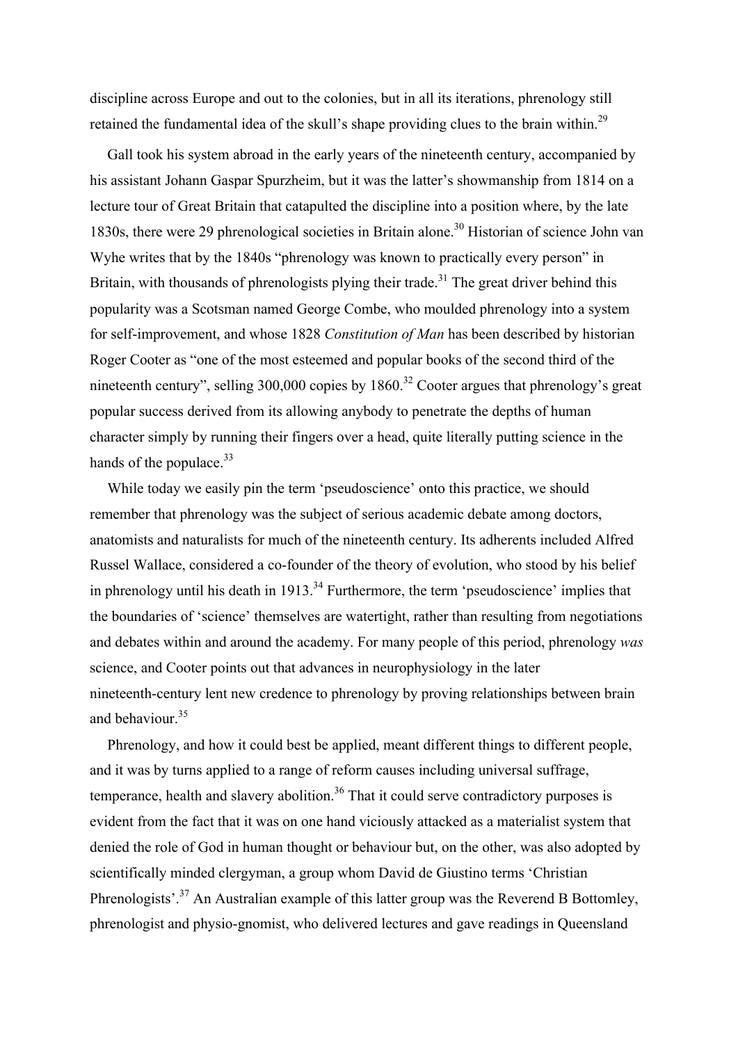discipline across Europe and out to the colonies, but in all its iterations, phrenology still retained the fundamental idea of the skull's shape providing clues to the brain within.[29]

Gall took his system abroad in the early years of the nineteenth century, accompanied by his assistant Johann Gaspar Spurzheim, but it was the latter's showmanship from 1814 on a lecture tour of Great Britain that catapulted the discipline into a position where, by the late 1830s, there were 29 phrenological societies in Britain alone.[30] Historian of science John van Wyhe writes that by the 1840s "phrenology was known to practically every person" in Britain, with thousands of phrenologists plying their trade.[31] The great driver behind this popularity was a Scotsman named George Combe, who moulded phrenology into a system for self-improvement, and whose 1828 *Constitution of Man* has been described by historian Roger Cooter as "one of the most esteemed and popular books of the second third of the nineteenth century", selling 300,000 copies by 1860.[32] Cooter argues that phrenology's great popular success derived from its allowing anybody to penetrate the depths of human character simply by running their fingers over a head, quite literally putting science in the hands of the populace.[33]

While today we easily pin the term 'pseudoscience' onto this practice, we should remember that phrenology was the subject of serious academic debate among doctors, anatomists and naturalists for much of the nineteenth century. Its adherents included Alfred Russel Wallace, considered a co-founder of the theory of evolution, who stood by his belief in phrenology until his death in 1913.[34] Furthermore, the term 'pseudoscience' implies that the boundaries of 'science' themselves are watertight, rather than resulting from negotiations and debates within and around the academy. For many people of this period, phrenology *was* science, and Cooter points out that advances in neurophysiology in the later nineteenth-century lent new credence to phrenology by proving relationships between brain and behaviour.[35]

Phrenology, and how it could best be applied, meant different things to different people, and it was by turns applied to a range of reform causes including universal suffrage, temperance, health and slavery abolition.[36] That it could serve contradictory purposes is evident from the fact that it was on one hand viciously attacked as a materialist system that denied the role of God in human thought or behaviour but, on the other, was also adopted by scientifically minded clergyman, a group whom David de Giustino terms 'Christian Phrenologists'.[37] An Australian example of this latter group was the Reverend B Bottomley, phrenologist and physio-gnomist, who delivered lectures and gave readings in Queensland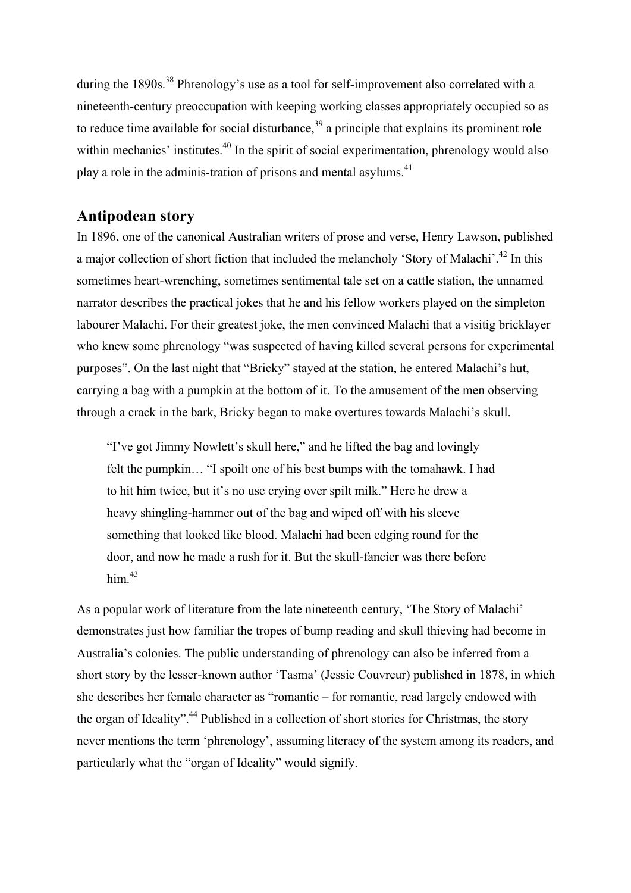during the 1890s.[38] Phrenology's use as a tool for self-improvement also correlated with a nineteenth-century preoccupation with keeping working classes appropriately occupied so as to reduce time available for social disturbance,[39] a principle that explains its prominent role within mechanics' institutes.[40] In the spirit of social experimentation, phrenology would also play a role in the adminis-tration of prisons and mental asylums.[41]

## Antipodean story

In 1896, one of the canonical Australian writers of prose and verse, Henry Lawson, published a major collection of short fiction that included the melancholy 'Story of Malachi'.[42] In this sometimes heart-wrenching, sometimes sentimental tale set on a cattle station, the unnamed narrator describes the practical jokes that he and his fellow workers played on the simpleton labourer Malachi. For their greatest joke, the men convinced Malachi that a visitig bricklayer who knew some phrenology "was suspected of having killed several persons for experimental purposes". On the last night that "Bricky" stayed at the station, he entered Malachi's hut, carrying a bag with a pumpkin at the bottom of it. To the amusement of the men observing through a crack in the bark, Bricky began to make overtures towards Malachi's skull.

> "I've got Jimmy Nowlett's skull here," and he lifted the bag and lovingly felt the pumpkin… "I spoilt one of his best bumps with the tomahawk. I had to hit him twice, but it's no use crying over spilt milk." Here he drew a heavy shingling-hammer out of the bag and wiped off with his sleeve something that looked like blood. Malachi had been edging round for the door, and now he made a rush for it. But the skull-fancier was there before him.[43]

As a popular work of literature from the late nineteenth century, 'The Story of Malachi' demonstrates just how familiar the tropes of bump reading and skull thieving had become in Australia's colonies. The public understanding of phrenology can also be inferred from a short story by the lesser-known author 'Tasma' (Jessie Couvreur) published in 1878, in which she describes her female character as "romantic – for romantic, read largely endowed with the organ of Ideality".[44] Published in a collection of short stories for Christmas, the story never mentions the term 'phrenology', assuming literacy of the system among its readers, and particularly what the "organ of Ideality" would signify.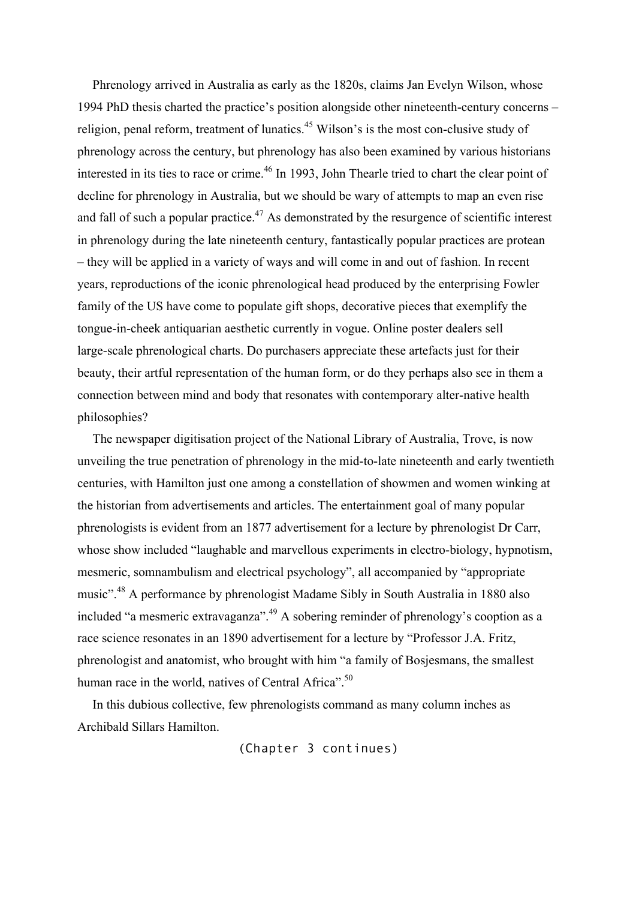Phrenology arrived in Australia as early as the 1820s, claims Jan Evelyn Wilson, whose 1994 PhD thesis charted the practice's position alongside other nineteenth-century concerns – religion, penal reform, treatment of lunatics.[45] Wilson's is the most con-clusive study of phrenology across the century, but phrenology has also been examined by various historians interested in its ties to race or crime.[46] In 1993, John Thearle tried to chart the clear point of decline for phrenology in Australia, but we should be wary of attempts to map an even rise and fall of such a popular practice.[47] As demonstrated by the resurgence of scientific interest in phrenology during the late nineteenth century, fantastically popular practices are protean – they will be applied in a variety of ways and will come in and out of fashion. In recent years, reproductions of the iconic phrenological head produced by the enterprising Fowler family of the US have come to populate gift shops, decorative pieces that exemplify the tongue-in-cheek antiquarian aesthetic currently in vogue. Online poster dealers sell large-scale phrenological charts. Do purchasers appreciate these artefacts just for their beauty, their artful representation of the human form, or do they perhaps also see in them a connection between mind and body that resonates with contemporary alter-native health philosophies?

The newspaper digitisation project of the National Library of Australia, Trove, is now unveiling the true penetration of phrenology in the mid-to-late nineteenth and early twentieth centuries, with Hamilton just one among a constellation of showmen and women winking at the historian from advertisements and articles. The entertainment goal of many popular phrenologists is evident from an 1877 advertisement for a lecture by phrenologist Dr Carr, whose show included "laughable and marvellous experiments in electro-biology, hypnotism, mesmeric, somnambulism and electrical psychology", all accompanied by "appropriate music".[48] A performance by phrenologist Madame Sibly in South Australia in 1880 also included "a mesmeric extravaganza".[49] A sobering reminder of phrenology's cooption as a race science resonates in an 1890 advertisement for a lecture by "Professor J.A. Fritz, phrenologist and anatomist, who brought with him "a family of Bosjesmans, the smallest human race in the world, natives of Central Africa".[50]

In this dubious collective, few phrenologists command as many column inches as Archibald Sillars Hamilton.

(Chapter 3 continues)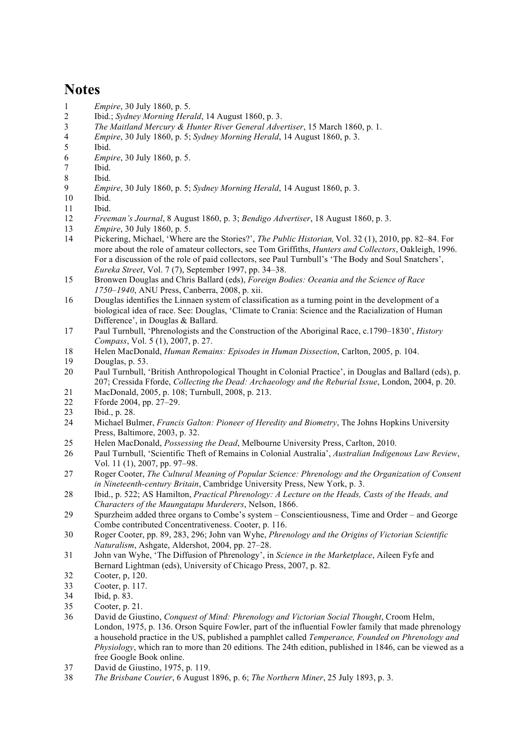# Notes

1. *Empire*, 30 July 1860, p. 5.
2. Ibid.; *Sydney Morning Herald*, 14 August 1860, p. 3.
3. *The Maitland Mercury & Hunter River General Advertiser*, 15 March 1860, p. 1.
4. *Empire*, 30 July 1860, p. 5; *Sydney Morning Herald*, 14 August 1860, p. 3.
5. Ibid.
6. *Empire*, 30 July 1860, p. 5.
7. Ibid.
8. Ibid.
9. *Empire*, 30 July 1860, p. 5; *Sydney Morning Herald*, 14 August 1860, p. 3.
10. Ibid.
11. Ibid.
12. *Freeman's Journal*, 8 August 1860, p. 3; *Bendigo Advertiser*, 18 August 1860, p. 3.
13. *Empire*, 30 July 1860, p. 5.
14. Pickering, Michael, 'Where are the Stories?', *The Public Historian,* Vol. 32 (1), 2010, pp. 82–84. For more about the role of amateur collectors, see Tom Griffiths, *Hunters and Collectors*, Oakleigh, 1996. For a discussion of the role of paid collectors, see Paul Turnbull's 'The Body and Soul Snatchers', *Eureka Street*, Vol. 7 (7), September 1997, pp. 34–38.
15. Bronwen Douglas and Chris Ballard (eds), *Foreign Bodies: Oceania and the Science of Race 1750–1940*, ANU Press, Canberra, 2008, p. xii.
16. Douglas identifies the Linnaen system of classification as a turning point in the development of a biological idea of race. See: Douglas, 'Climate to Crania: Science and the Racialization of Human Difference', in Douglas & Ballard.
17. Paul Turnbull, 'Phrenologists and the Construction of the Aboriginal Race, c.1790–1830', *History Compass*, Vol. 5 (1), 2007, p. 27.
18. Helen MacDonald, *Human Remains: Episodes in Human Dissection*, Carlton, 2005, p. 104.
19. Douglas, p. 53.
20. Paul Turnbull, 'British Anthropological Thought in Colonial Practice', in Douglas and Ballard (eds), p. 207; Cressida Fforde, *Collecting the Dead: Archaeology and the Reburial Issue*, London, 2004, p. 20.
21. MacDonald, 2005, p. 108; Turnbull, 2008, p. 213.
22. Fforde 2004, pp. 27–29.
23. Ibid., p. 28.
24. Michael Bulmer, *Francis Galton: Pioneer of Heredity and Biometry*, The Johns Hopkins University Press, Baltimore, 2003, p. 32.
25. Helen MacDonald, *Possessing the Dead*, Melbourne University Press, Carlton, 2010.
26. Paul Turnbull, 'Scientific Theft of Remains in Colonial Australia', *Australian Indigenous Law Review*, Vol. 11 (1), 2007, pp. 97–98.
27. Roger Cooter, *The Cultural Meaning of Popular Science: Phrenology and the Organization of Consent in Nineteenth-century Britain*, Cambridge University Press, New York, p. 3.
28. Ibid., p. 522; AS Hamilton, *Practical Phrenology: A Lecture on the Heads, Casts of the Heads, and Characters of the Maungatapu Murderers*, Nelson, 1866.
29. Spurzheim added three organs to Combe's system – Conscientiousness, Time and Order – and George Combe contributed Concentrativeness. Cooter, p. 116.
30. Roger Cooter, pp. 89, 283, 296; John van Wyhe, *Phrenology and the Origins of Victorian Scientific Naturalism*, Ashgate, Aldershot, 2004, pp. 27–28.
31. John van Wyhe, 'The Diffusion of Phrenology', in *Science in the Marketplace*, Aileen Fyfe and Bernard Lightman (eds), University of Chicago Press, 2007, p. 82.
32. Cooter, p, 120.
33. Cooter, p. 117.
34. Ibid, p. 83.
35. Cooter, p. 21.
36. David de Giustino, *Conquest of Mind: Phrenology and Victorian Social Thought*, Croom Helm, London, 1975, p. 136. Orson Squire Fowler, part of the influential Fowler family that made phrenology a household practice in the US, published a pamphlet called *Temperance, Founded on Phrenology and Physiology*, which ran to more than 20 editions. The 24th edition, published in 1846, can be viewed as a free Google Book online.
37. David de Giustino, 1975, p. 119.
38. *The Brisbane Courier*, 6 August 1896, p. 6; *The Northern Miner*, 25 July 1893, p. 3.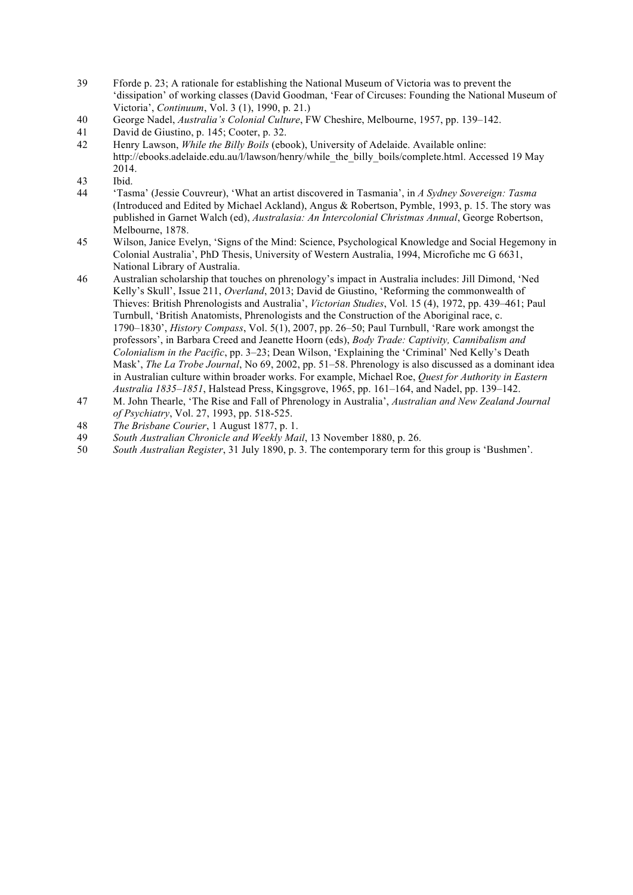39 Fforde p. 23; A rationale for establishing the National Museum of Victoria was to prevent the 'dissipation' of working classes (David Goodman, 'Fear of Circuses: Founding the National Museum of Victoria', *Continuum*, Vol. 3 (1), 1990, p. 21.)

40 George Nadel, *Australia's Colonial Culture*, FW Cheshire, Melbourne, 1957, pp. 139–142.

41 David de Giustino, p. 145; Cooter, p. 32.

42 Henry Lawson, *While the Billy Boils* (ebook), University of Adelaide. Available online: http://ebooks.adelaide.edu.au/l/lawson/henry/while_the_billy_boils/complete.html. Accessed 19 May 2014.

43 Ibid.

44 'Tasma' (Jessie Couvreur), 'What an artist discovered in Tasmania', in *A Sydney Sovereign: Tasma* (Introduced and Edited by Michael Ackland), Angus & Robertson, Pymble, 1993, p. 15. The story was published in Garnet Walch (ed), *Australasia: An Intercolonial Christmas Annual*, George Robertson, Melbourne, 1878.

45 Wilson, Janice Evelyn, 'Signs of the Mind: Science, Psychological Knowledge and Social Hegemony in Colonial Australia', PhD Thesis, University of Western Australia, 1994, Microfiche mc G 6631, National Library of Australia.

46 Australian scholarship that touches on phrenology's impact in Australia includes: Jill Dimond, 'Ned Kelly's Skull', Issue 211, *Overland*, 2013; David de Giustino, 'Reforming the commonwealth of Thieves: British Phrenologists and Australia', *Victorian Studies*, Vol. 15 (4), 1972, pp. 439–461; Paul Turnbull, 'British Anatomists, Phrenologists and the Construction of the Aboriginal race, c. 1790–1830', *History Compass*, Vol. 5(1), 2007, pp. 26–50; Paul Turnbull, 'Rare work amongst the professors', in Barbara Creed and Jeanette Hoorn (eds), *Body Trade: Captivity, Cannibalism and Colonialism in the Pacific*, pp. 3–23; Dean Wilson, 'Explaining the 'Criminal' Ned Kelly's Death Mask', *The La Trobe Journal*, No 69, 2002, pp. 51–58. Phrenology is also discussed as a dominant idea in Australian culture within broader works. For example, Michael Roe, *Quest for Authority in Eastern Australia 1835–1851*, Halstead Press, Kingsgrove, 1965, pp. 161–164, and Nadel, pp. 139–142.

47 M. John Thearle, 'The Rise and Fall of Phrenology in Australia', *Australian and New Zealand Journal of Psychiatry*, Vol. 27, 1993, pp. 518-525.

48 *The Brisbane Courier*, 1 August 1877, p. 1.

49 *South Australian Chronicle and Weekly Mail*, 13 November 1880, p. 26.

50 *South Australian Register*, 31 July 1890, p. 3. The contemporary term for this group is 'Bushmen'.